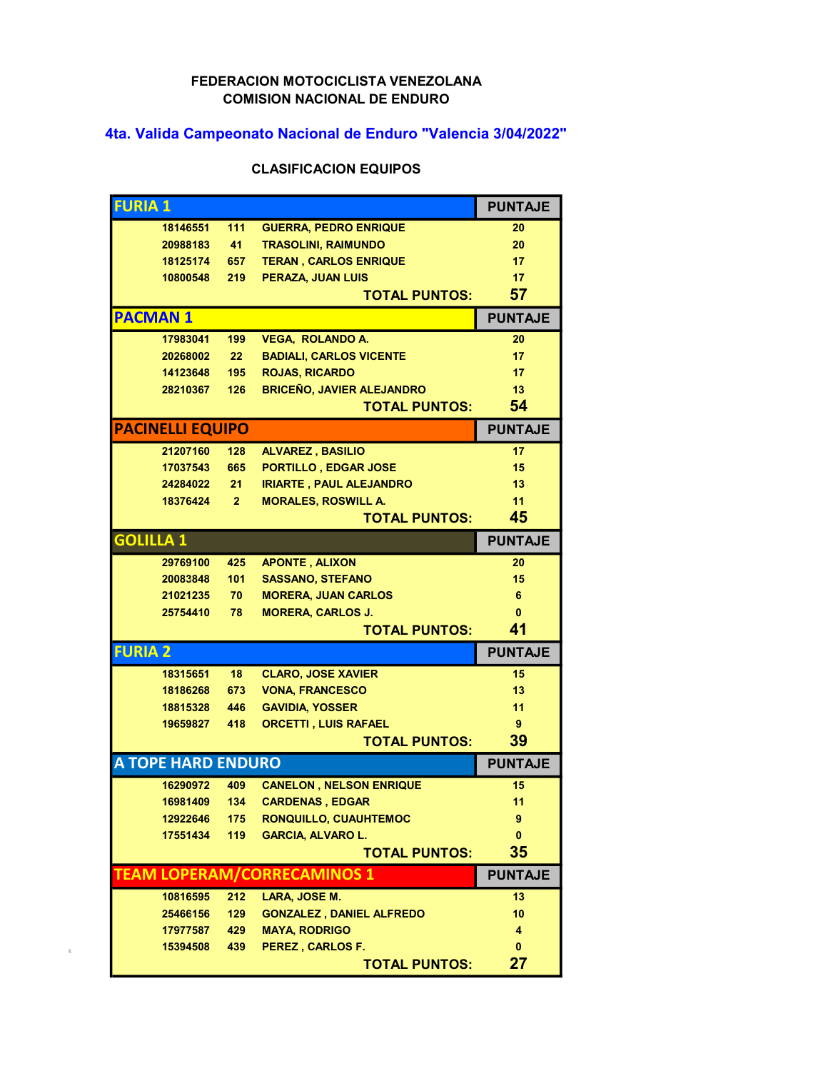**FEDERACION MOTOCICLISTA VENEZOLANA**
**COMISION NACIONAL DE ENDURO**

## 4ta. Valida Campeonato Nacional de Enduro "Valencia 3/04/2022"

### CLASIFICACION EQUIPOS

| FURIA 1 | | | PUNTAJE |
|---|---|---|---|
| 18146551 | 111 | GUERRA, PEDRO ENRIQUE | 20 |
| 20988183 | 41 | TRASOLINI, RAIMUNDO | 20 |
| 18125174 | 657 | TERAN , CARLOS ENRIQUE | 17 |
| 10800548 | 219 | PERAZA, JUAN LUIS | 17 |
| | | **TOTAL PUNTOS:** | **57** |

| PACMAN 1 | | | PUNTAJE |
|---|---|---|---|
| 17983041 | 199 | VEGA, ROLANDO A. | 20 |
| 20268002 | 22 | BADIALI, CARLOS VICENTE | 17 |
| 14123648 | 195 | ROJAS, RICARDO | 17 |
| 28210367 | 126 | BRICEÑO, JAVIER ALEJANDRO | 13 |
| | | **TOTAL PUNTOS:** | **54** |

| PACINELLI EQUIPO | | | PUNTAJE |
|---|---|---|---|
| 21207160 | 128 | ALVAREZ , BASILIO | 17 |
| 17037543 | 665 | PORTILLO , EDGAR JOSE | 15 |
| 24284022 | 21 | IRIARTE , PAUL ALEJANDRO | 13 |
| 18376424 | 2 | MORALES, ROSWILL A. | 11 |
| | | **TOTAL PUNTOS:** | **45** |

| GOLILLA 1 | | | PUNTAJE |
|---|---|---|---|
| 29769100 | 425 | APONTE , ALIXON | 20 |
| 20083848 | 101 | SASSANO, STEFANO | 15 |
| 21021235 | 70 | MORERA, JUAN CARLOS | 6 |
| 25754410 | 78 | MORERA, CARLOS J. | 0 |
| | | **TOTAL PUNTOS:** | **41** |

| FURIA 2 | | | PUNTAJE |
|---|---|---|---|
| 18315651 | 18 | CLARO, JOSE XAVIER | 15 |
| 18186268 | 673 | VONA, FRANCESCO | 13 |
| 18815328 | 446 | GAVIDIA, YOSSER | 11 |
| 19659827 | 418 | ORCETTI , LUIS RAFAEL | 9 |
| | | **TOTAL PUNTOS:** | **39** |

| A TOPE HARD ENDURO | | | PUNTAJE |
|---|---|---|---|
| 16290972 | 409 | CANELON , NELSON ENRIQUE | 15 |
| 16981409 | 134 | CARDENAS , EDGAR | 11 |
| 12922646 | 175 | RONQUILLO, CUAUHTEMOC | 9 |
| 17551434 | 119 | GARCIA, ALVARO L. | 0 |
| | | **TOTAL PUNTOS:** | **35** |

| TEAM LOPERAM/CORRECAMINOS 1 | | | PUNTAJE |
|---|---|---|---|
| 10816595 | 212 | LARA, JOSE M. | 13 |
| 25466156 | 129 | GONZALEZ , DANIEL ALFREDO | 10 |
| 17977587 | 429 | MAYA, RODRIGO | 4 |
| 15394508 | 439 | PEREZ , CARLOS F. | 0 |
| | | **TOTAL PUNTOS:** | **27** |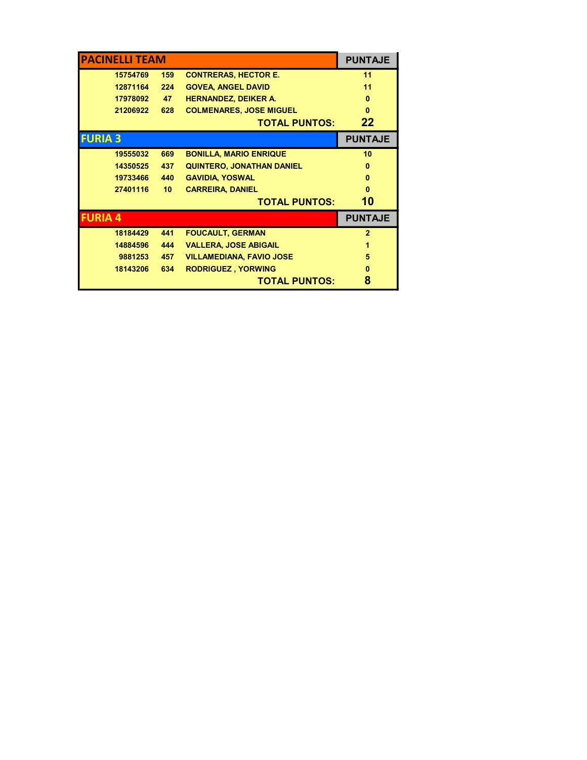| PACINELLI TEAM | | | PUNTAJE |
|---|---|---|---|
| 15754769 | 159 | CONTRERAS, HECTOR E. | 11 |
| 12871164 | 224 | GOVEA, ANGEL DAVID | 11 |
| 17978092 | 47 | HERNANDEZ, DEIKER A. | 0 |
| 21206922 | 628 | COLMENARES, JOSE MIGUEL | 0 |
| | | **TOTAL PUNTOS:** | **22** |

| FURIA 3 | | | PUNTAJE |
|---|---|---|---|
| 19555032 | 669 | BONILLA, MARIO ENRIQUE | 10 |
| 14350525 | 437 | QUINTERO, JONATHAN DANIEL | 0 |
| 19733466 | 440 | GAVIDIA, YOSWAL | 0 |
| 27401116 | 10 | CARREIRA, DANIEL | 0 |
| | | **TOTAL PUNTOS:** | **10** |

| FURIA 4 | | | PUNTAJE |
|---|---|---|---|
| 18184429 | 441 | FOUCAULT, GERMAN | 2 |
| 14884596 | 444 | VALLERA, JOSE ABIGAIL | 1 |
| 9881253 | 457 | VILLAMEDIANA, FAVIO JOSE | 5 |
| 18143206 | 634 | RODRIGUEZ , YORWING | 0 |
| | | **TOTAL PUNTOS:** | **8** |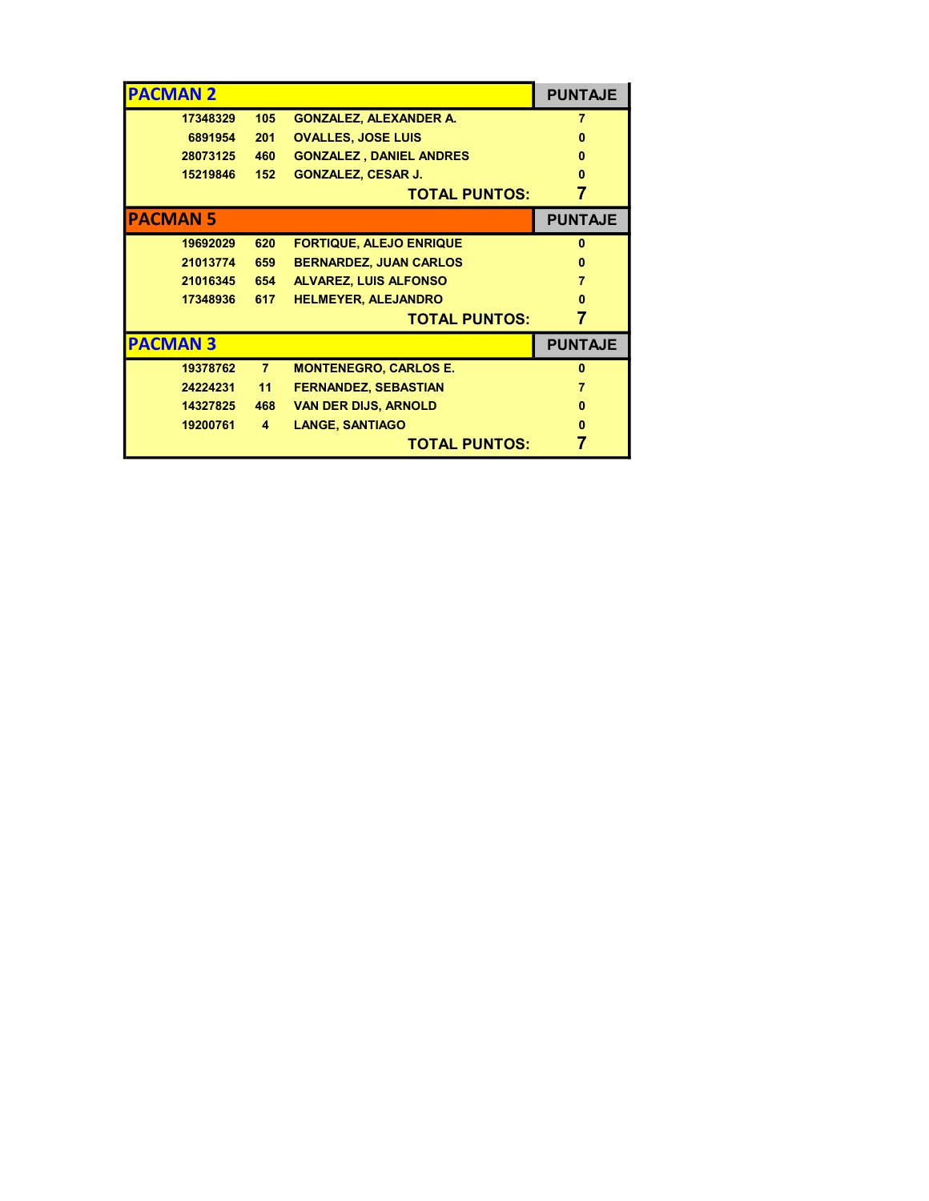| PACMAN 2 | | | PUNTAJE |
|---|---|---|---|
| 17348329 | 105 | GONZALEZ, ALEXANDER A. | 7 |
| 6891954 | 201 | OVALLES, JOSE LUIS | 0 |
| 28073125 | 460 | GONZALEZ , DANIEL ANDRES | 0 |
| 15219846 | 152 | GONZALEZ, CESAR J. | 0 |
| | | **TOTAL PUNTOS:** | **7** |

| PACMAN 5 | | | PUNTAJE |
|---|---|---|---|
| 19692029 | 620 | FORTIQUE, ALEJO ENRIQUE | 0 |
| 21013774 | 659 | BERNARDEZ, JUAN CARLOS | 0 |
| 21016345 | 654 | ALVAREZ, LUIS ALFONSO | 7 |
| 17348936 | 617 | HELMEYER, ALEJANDRO | 0 |
| | | **TOTAL PUNTOS:** | **7** |

| PACMAN 3 | | | PUNTAJE |
|---|---|---|---|
| 19378762 | 7 | MONTENEGRO, CARLOS E. | 0 |
| 24224231 | 11 | FERNANDEZ, SEBASTIAN | 7 |
| 14327825 | 468 | VAN DER DIJS, ARNOLD | 0 |
| 19200761 | 4 | LANGE, SANTIAGO | 0 |
| | | **TOTAL PUNTOS:** | **7** |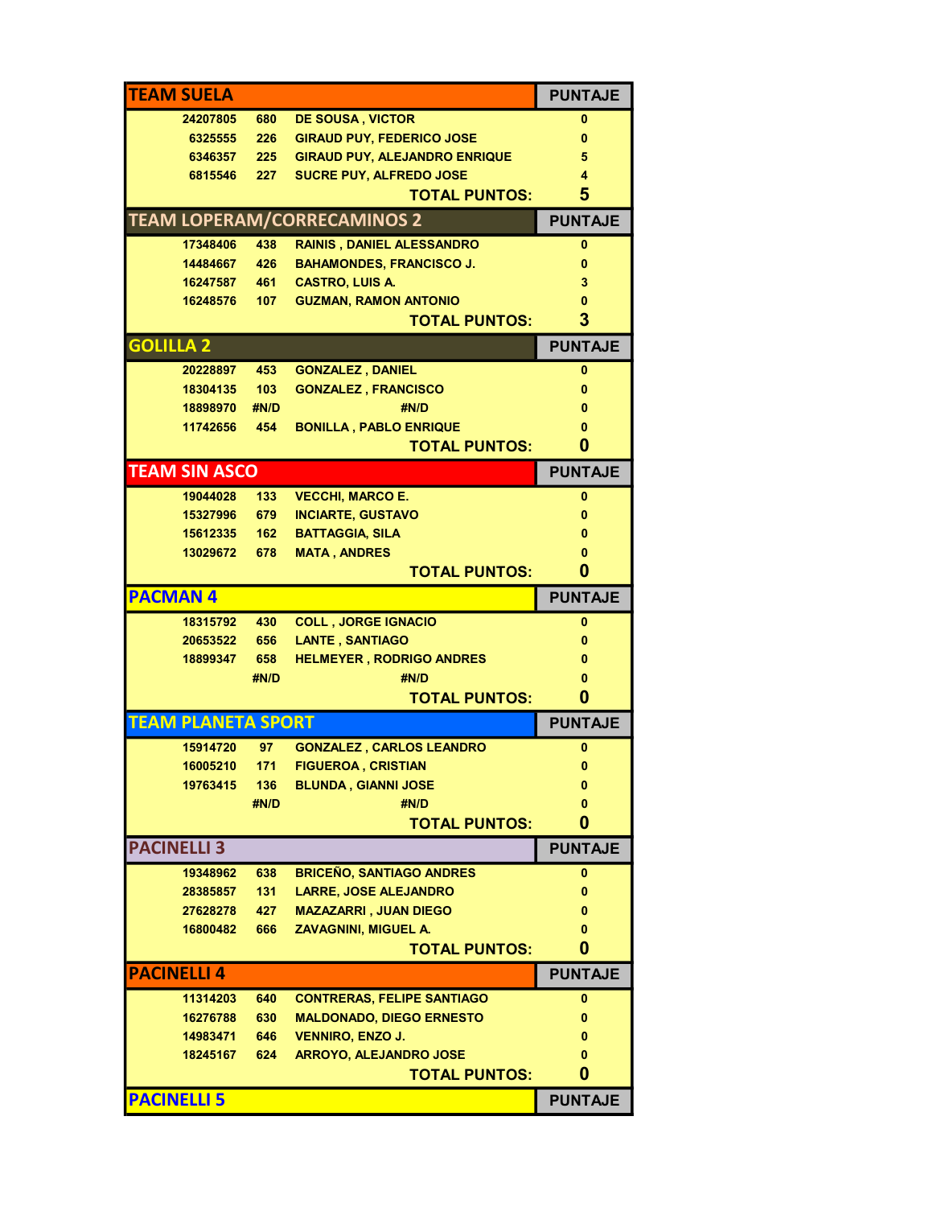| TEAM SUELA | | | PUNTAJE |
|---|---|---|---|
| 24207805 | 680 | DE SOUSA , VICTOR | 0 |
| 6325555 | 226 | GIRAUD PUY, FEDERICO JOSE | 0 |
| 6346357 | 225 | GIRAUD PUY, ALEJANDRO ENRIQUE | 5 |
| 6815546 | 227 | SUCRE PUY, ALFREDO JOSE | 4 |
| | | **TOTAL PUNTOS:** | **5** |

| TEAM LOPERAM/CORRECAMINOS 2 | | | PUNTAJE |
|---|---|---|---|
| 17348406 | 438 | RAINIS , DANIEL ALESSANDRO | 0 |
| 14484667 | 426 | BAHAMONDES, FRANCISCO J. | 0 |
| 16247587 | 461 | CASTRO, LUIS A. | 3 |
| 16248576 | 107 | GUZMAN, RAMON ANTONIO | 0 |
| | | **TOTAL PUNTOS:** | **3** |

| GOLILLA 2 | | | PUNTAJE |
|---|---|---|---|
| 20228897 | 453 | GONZALEZ , DANIEL | 0 |
| 18304135 | 103 | GONZALEZ , FRANCISCO | 0 |
| 18898970 | #N/D | #N/D | 0 |
| 11742656 | 454 | BONILLA , PABLO ENRIQUE | 0 |
| | | **TOTAL PUNTOS:** | **0** |

| TEAM SIN ASCO | | | PUNTAJE |
|---|---|---|---|
| 19044028 | 133 | VECCHI, MARCO E. | 0 |
| 15327996 | 679 | INCIARTE, GUSTAVO | 0 |
| 15612335 | 162 | BATTAGGIA, SILA | 0 |
| 13029672 | 678 | MATA , ANDRES | 0 |
| | | **TOTAL PUNTOS:** | **0** |

| PACMAN 4 | | | PUNTAJE |
|---|---|---|---|
| 18315792 | 430 | COLL , JORGE IGNACIO | 0 |
| 20653522 | 656 | LANTE , SANTIAGO | 0 |
| 18899347 | 658 | HELMEYER , RODRIGO ANDRES | 0 |
| | #N/D | #N/D | 0 |
| | | **TOTAL PUNTOS:** | **0** |

| TEAM PLANETA SPORT | | | PUNTAJE |
|---|---|---|---|
| 15914720 | 97 | GONZALEZ , CARLOS LEANDRO | 0 |
| 16005210 | 171 | FIGUEROA , CRISTIAN | 0 |
| 19763415 | 136 | BLUNDA , GIANNI JOSE | 0 |
| | #N/D | #N/D | 0 |
| | | **TOTAL PUNTOS:** | **0** |

| PACINELLI 3 | | | PUNTAJE |
|---|---|---|---|
| 19348962 | 638 | BRICEÑO, SANTIAGO ANDRES | 0 |
| 28385857 | 131 | LARRE, JOSE ALEJANDRO | 0 |
| 27628278 | 427 | MAZAZARRI , JUAN DIEGO | 0 |
| 16800482 | 666 | ZAVAGNINI, MIGUEL A. | 0 |
| | | **TOTAL PUNTOS:** | **0** |

| PACINELLI 4 | | | PUNTAJE |
|---|---|---|---|
| 11314203 | 640 | CONTRERAS, FELIPE SANTIAGO | 0 |
| 16276788 | 630 | MALDONADO, DIEGO ERNESTO | 0 |
| 14983471 | 646 | VENNIRO, ENZO J. | 0 |
| 18245167 | 624 | ARROYO, ALEJANDRO JOSE | 0 |
| | | **TOTAL PUNTOS:** | **0** |

| PACINELLI 5 | | | PUNTAJE |
|---|---|---|---|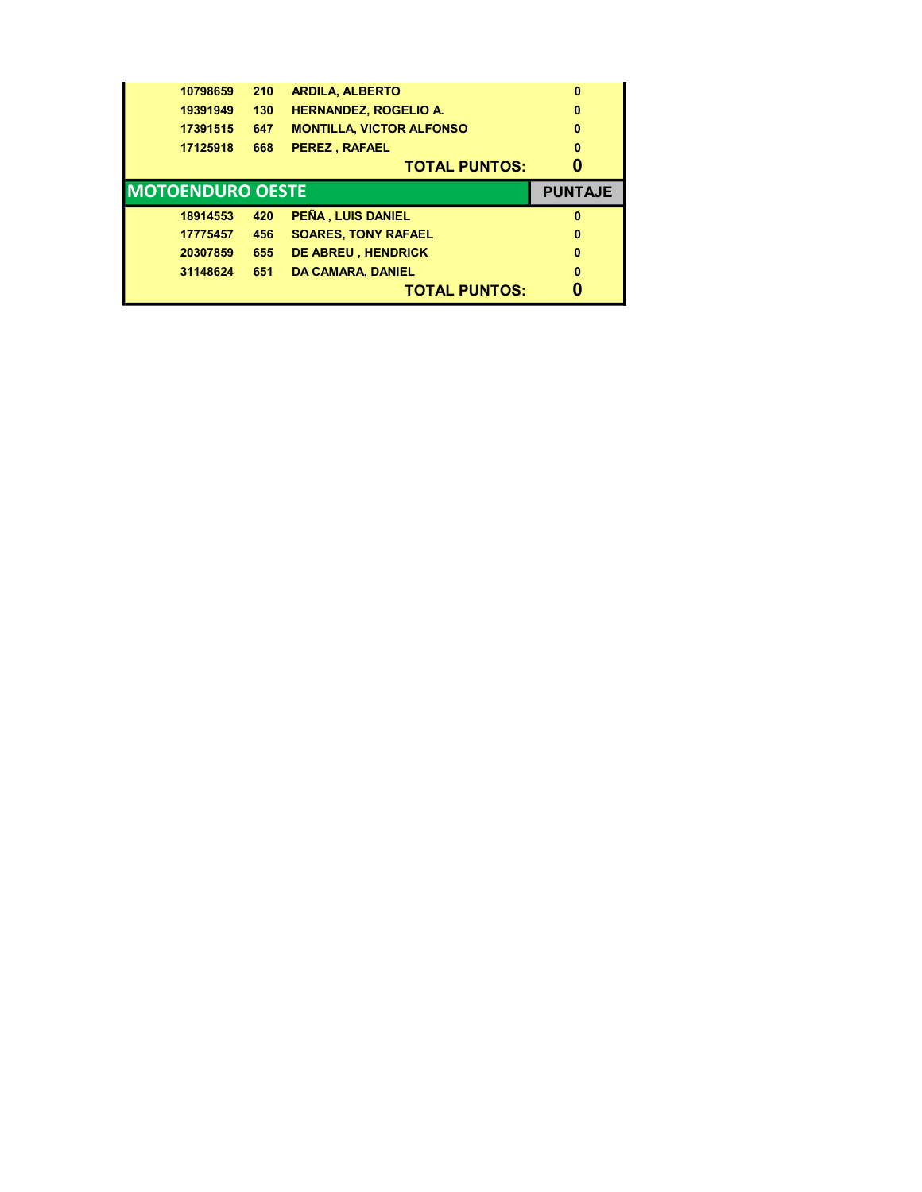| | | | |
|---|---|---|---|
| 10798659 | 210 | ARDILA, ALBERTO | 0 |
| 19391949 | 130 | HERNANDEZ, ROGELIO A. | 0 |
| 17391515 | 647 | MONTILLA, VICTOR ALFONSO | 0 |
| 17125918 | 668 | PEREZ , RAFAEL | 0 |
| | | TOTAL PUNTOS: | 0 |

| MOTOENDURO OESTE | | | PUNTAJE |
|---|---|---|---|
| 18914553 | 420 | PEÑA , LUIS DANIEL | 0 |
| 17775457 | 456 | SOARES, TONY RAFAEL | 0 |
| 20307859 | 655 | DE ABREU , HENDRICK | 0 |
| 31148624 | 651 | DA CAMARA, DANIEL | 0 |
| | | TOTAL PUNTOS: | 0 |